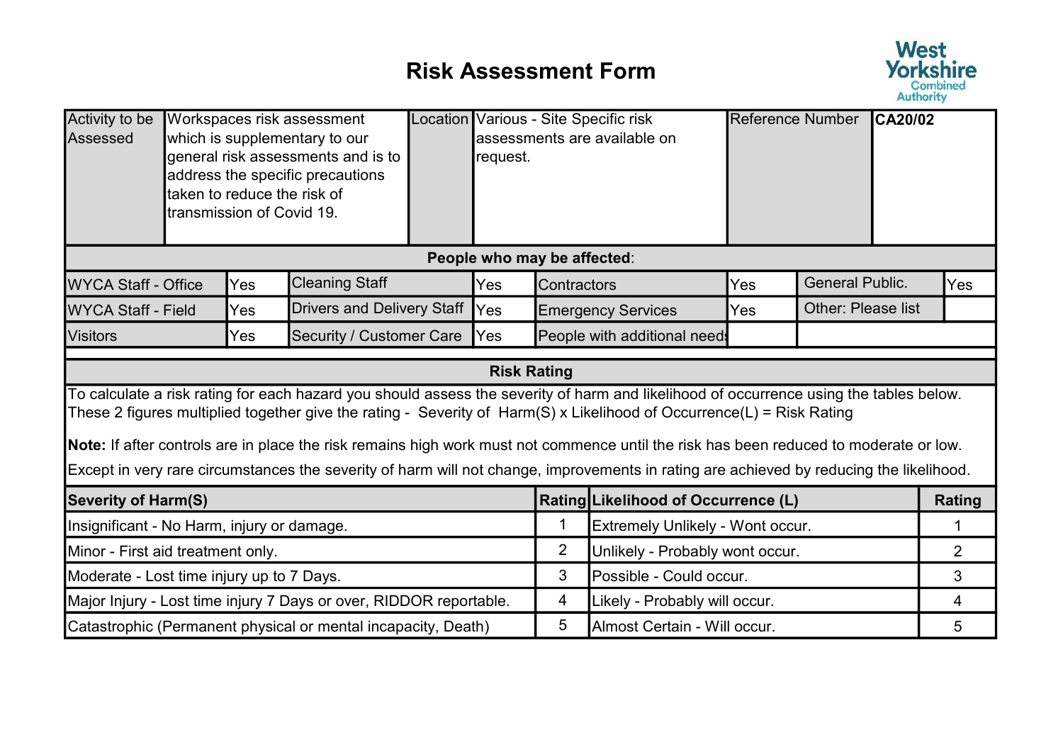# Risk Assessment Form

West Yorkshire Combined Authority

| Activity to be Assessed | Workspaces risk assessment which is supplementary to our general risk assessments and is to address the specific precautions taken to reduce the risk of transmission of Covid 19. | Location | Various - Site Specific risk assessments are available on request. | Reference Number | **CA20/02** |
|---|---|---|---|---|---|

**People who may be affected:**

| | | | | | | | |
|---|---|---|---|---|---|---|---|
| WYCA Staff - Office | Yes | Cleaning Staff | Yes | Contractors | Yes | General Public. | Yes |
| WYCA Staff - Field | Yes | Drivers and Delivery Staff | Yes | Emergency Services | Yes | Other: Please list | |
| Visitors | Yes | Security / Customer Care | Yes | People with additional needs | | | |

**Risk Rating**

To calculate a risk rating for each hazard you should assess the severity of harm and likelihood of occurrence using the tables below. These 2 figures multiplied together give the rating - Severity of Harm(S) x Likelihood of Occurrence(L) = Risk Rating

**Note:** If after controls are in place the risk remains high work must not commence until the risk has been reduced to moderate or low.

Except in very rare circumstances the severity of harm will not change, improvements in rating are achieved by reducing the likelihood.

| Severity of Harm(S) | Rating | Likelihood of Occurrence (L) | Rating |
|---|---|---|---|
| Insignificant - No Harm, injury or damage. | 1 | Extremely Unlikely - Wont occur. | 1 |
| Minor - First aid treatment only. | 2 | Unlikely - Probably wont occur. | 2 |
| Moderate - Lost time injury up to 7 Days. | 3 | Possible - Could occur. | 3 |
| Major Injury - Lost time injury 7 Days or over, RIDDOR reportable. | 4 | Likely - Probably will occur. | 4 |
| Catastrophic (Permanent physical or mental incapacity, Death) | 5 | Almost Certain - Will occur. | 5 |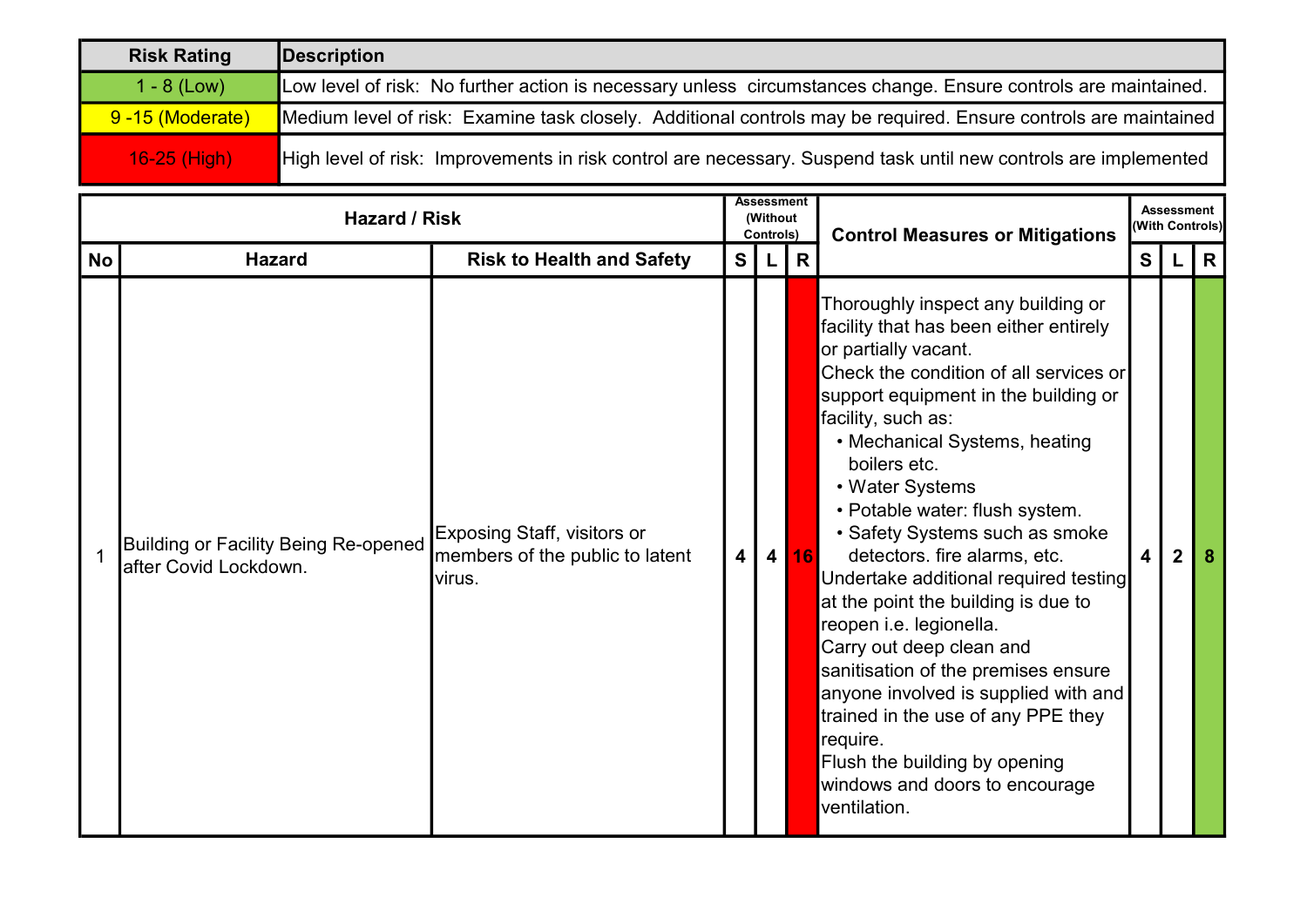| Risk Rating | Description |
|---|---|
| 1 - 8 (Low) | Low level of risk: No further action is necessary unless circumstances change. Ensure controls are maintained. |
| 9 -15 (Moderate) | Medium level of risk: Examine task closely. Additional controls may be required. Ensure controls are maintained |
| 16-25 (High) | High level of risk: Improvements in risk control are necessary. Suspend task until new controls are implemented |

| Hazard / Risk | | | Assessment (Without Controls) | | | Control Measures or Mitigations | Assessment (With Controls) | | |
|---|---|---|---|---|---|---|---|---|---|
| **No** | **Hazard** | **Risk to Health and Safety** | **S** | **L** | **R** | | **S** | **L** | **R** |
| 1 | Building or Facility Being Re-opened after Covid Lockdown. | Exposing Staff, visitors or members of the public to latent virus. | 4 | 4 | 16 | Thoroughly inspect any building or facility that has been either entirely or partially vacant.<br>Check the condition of all services or support equipment in the building or facility, such as:<br>• Mechanical Systems, heating boilers etc.<br>• Water Systems<br>• Potable water: flush system.<br>• Safety Systems such as smoke detectors. fire alarms, etc.<br>Undertake additional required testing at the point the building is due to reopen i.e. legionella.<br>Carry out deep clean and sanitisation of the premises ensure anyone involved is supplied with and trained in the use of any PPE they require.<br>Flush the building by opening windows and doors to encourage ventilation. | 4 | 2 | 8 |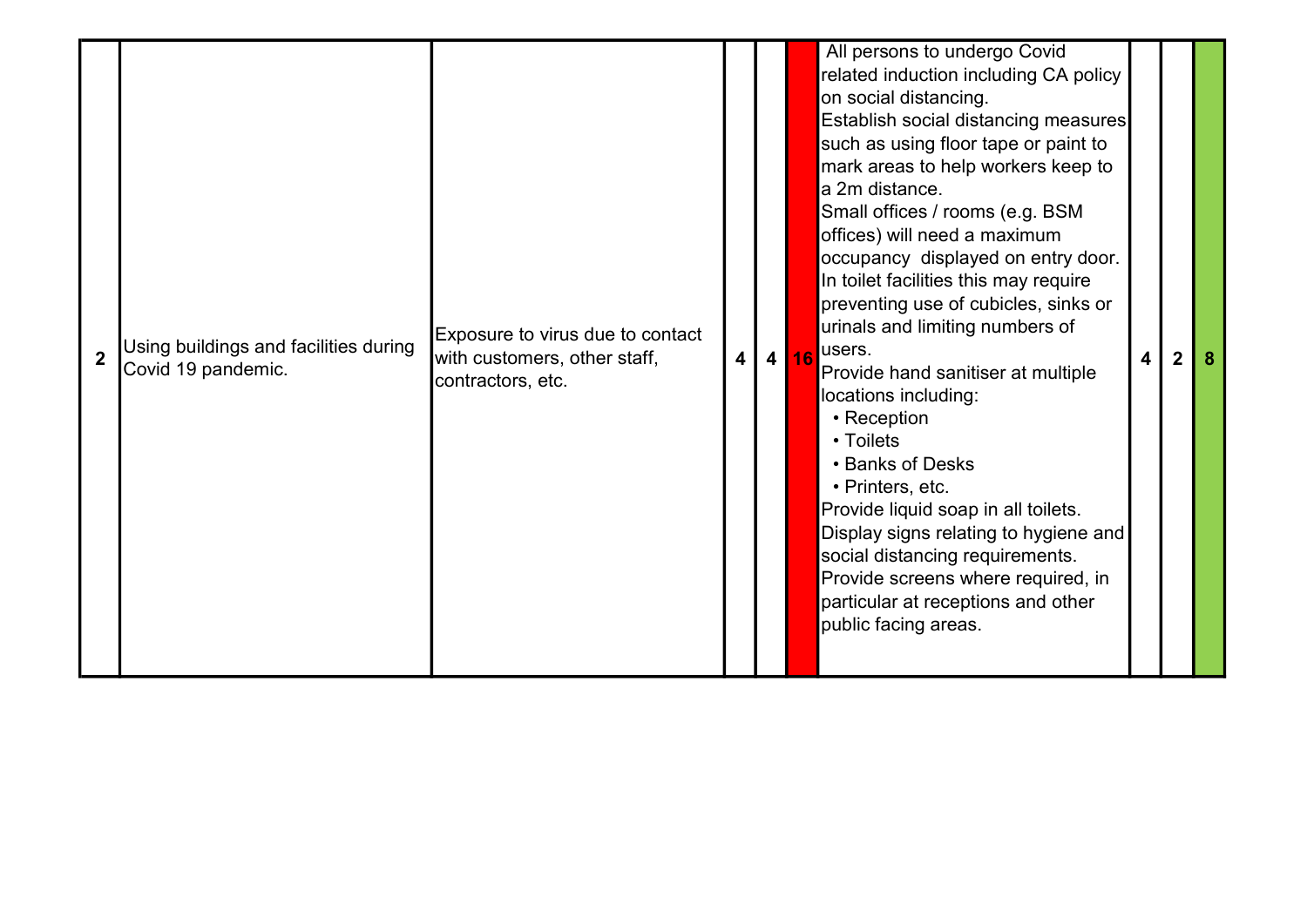| 2 | Using buildings and facilities during Covid 19 pandemic. | Exposure to virus due to contact with customers, other staff, contractors, etc. | 4 | 4 | 16 | All persons to undergo Covid related induction including CA policy on social distancing.<br>Establish social distancing measures such as using floor tape or paint to mark areas to help workers keep to a 2m distance.<br>Small offices / rooms (e.g. BSM offices) will need a maximum occupancy displayed on entry door.<br>In toilet facilities this may require preventing use of cubicles, sinks or urinals and limiting numbers of users.<br>Provide hand sanitiser at multiple locations including:<br>• Reception<br>• Toilets<br>• Banks of Desks<br>• Printers, etc.<br>Provide liquid soap in all toilets.<br>Display signs relating to hygiene and social distancing requirements.<br>Provide screens where required, in particular at receptions and other public facing areas. | 4 | 2 | 8 |
|---|---|---|---|---|---|---|---|---|---|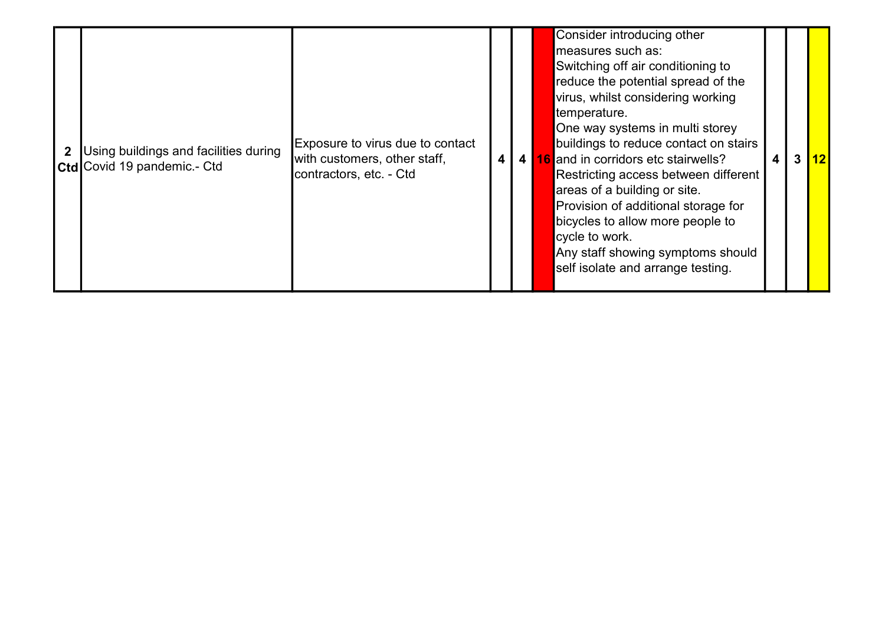| 2 Ctd | Using buildings and facilities during Covid 19 pandemic.- Ctd | Exposure to virus due to contact with customers, other staff, contractors, etc. - Ctd | 4 | 4 | 16 | Consider introducing other measures such as: Switching off air conditioning to reduce the potential spread of the virus, whilst considering working temperature. One way systems in multi storey buildings to reduce contact on stairs and in corridors etc stairwells? Restricting access between different areas of a building or site. Provision of additional storage for bicycles to allow more people to cycle to work. Any staff showing symptoms should self isolate and arrange testing. | 4 | 3 | 12 |
|---|---|---|---|---|---|---|---|---|---|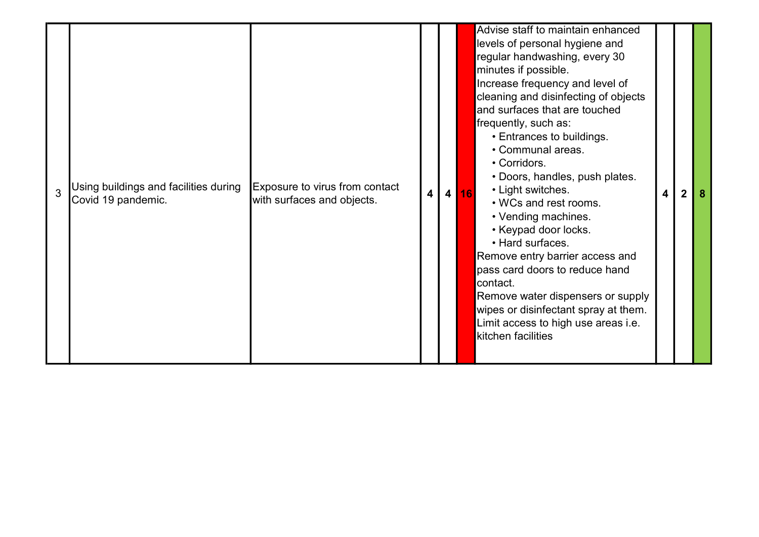| 3 | Using buildings and facilities during Covid 19 pandemic. | Exposure to virus from contact with surfaces and objects. | 4 | 4 | 16 | Advise staff to maintain enhanced levels of personal hygiene and regular handwashing, every 30 minutes if possible.<br>Increase frequency and level of cleaning and disinfecting of objects and surfaces that are touched frequently, such as:<br>• Entrances to buildings.<br>• Communal areas.<br>• Corridors.<br>• Doors, handles, push plates.<br>• Light switches.<br>• WCs and rest rooms.<br>• Vending machines.<br>• Keypad door locks.<br>• Hard surfaces.<br>Remove entry barrier access and pass card doors to reduce hand contact.<br>Remove water dispensers or supply wipes or disinfectant spray at them.<br>Limit access to high use areas i.e. kitchen facilities | 4 | 2 | 8 |
|---|---|---|---|---|---|---|---|---|---|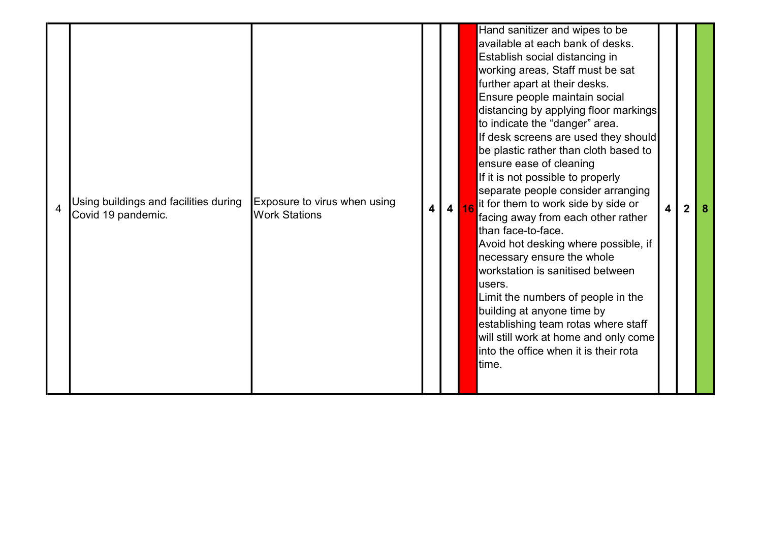| | | | | | | | | | |
|---|---|---|---|---|---|---|---|---|---|
| 4 | Using buildings and facilities during Covid 19 pandemic. | Exposure to virus when using Work Stations | **4** | **4** | **16** | Hand sanitizer and wipes to be available at each bank of desks.<br>Establish social distancing in working areas, Staff must be sat further apart at their desks.<br>Ensure people maintain social distancing by applying floor markings to indicate the "danger" area.<br>If desk screens are used they should be plastic rather than cloth based to ensure ease of cleaning<br>If it is not possible to properly separate people consider arranging it for them to work side by side or facing away from each other rather than face-to-face.<br>Avoid hot desking where possible, if necessary ensure the whole workstation is sanitised between users.<br>Limit the numbers of people in the building at anyone time by establishing team rotas where staff will still work at home and only come into the office when it is their rota time. | **4** | **2** | **8** |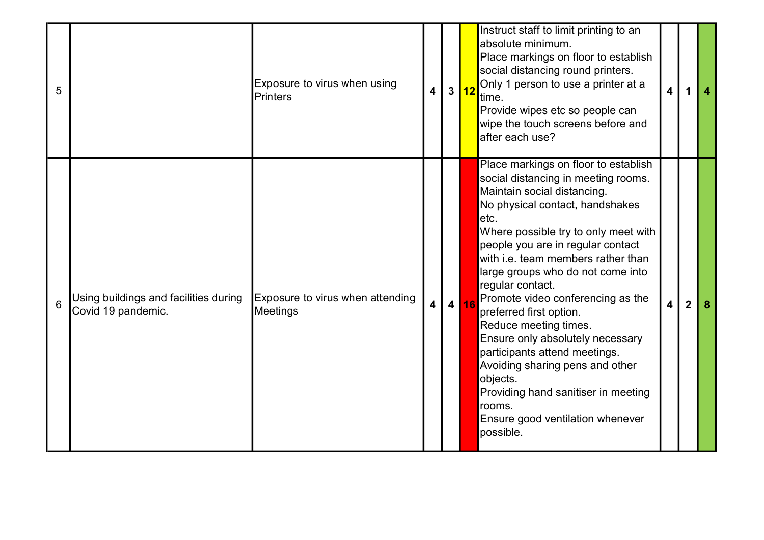| 5 | | Exposure to virus when using Printers | 4 | 3 | 12 | Instruct staff to limit printing to an absolute minimum.<br>Place markings on floor to establish social distancing round printers.<br>Only 1 person to use a printer at a time.<br>Provide wipes etc so people can wipe the touch screens before and after each use? | 4 | 1 | 4 |
|---|---|---|---|---|---|---|---|---|---|
| 6 | Using buildings and facilities during Covid 19 pandemic. | Exposure to virus when attending Meetings | 4 | 4 | 16 | Place markings on floor to establish social distancing in meeting rooms.<br>Maintain social distancing.<br>No physical contact, handshakes etc.<br>Where possible try to only meet with people you are in regular contact with i.e. team members rather than large groups who do not come into regular contact.<br>Promote video conferencing as the preferred first option.<br>Reduce meeting times.<br>Ensure only absolutely necessary participants attend meetings.<br>Avoiding sharing pens and other objects.<br>Providing hand sanitiser in meeting rooms.<br>Ensure good ventilation whenever possible. | 4 | 2 | 8 |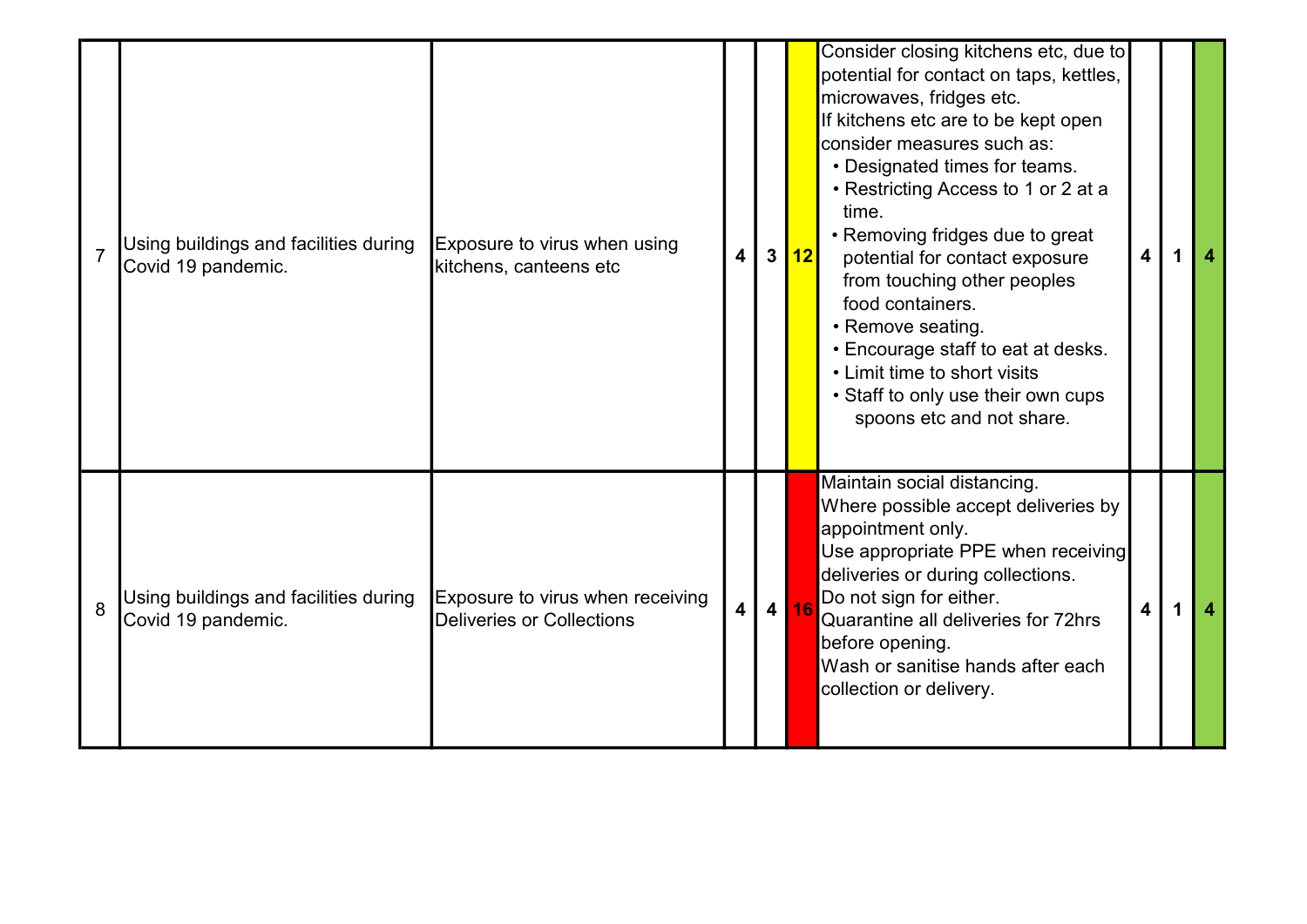| | | | | | | | | | |
|---|---|---|---|---|---|---|---|---|---|
| 7 | Using buildings and facilities during Covid 19 pandemic. | Exposure to virus when using kitchens, canteens etc | 4 | 3 | **12** | Consider closing kitchens etc, due to potential for contact on taps, kettles, microwaves, fridges etc.<br>If kitchens etc are to be kept open consider measures such as:<br>• Designated times for teams.<br>• Restricting Access to 1 or 2 at a time.<br>• Removing fridges due to great potential for contact exposure from touching other peoples food containers.<br>• Remove seating.<br>• Encourage staff to eat at desks.<br>• Limit time to short visits<br>• Staff to only use their own cups spoons etc and not share. | **4** | **1** | **4** |
| 8 | Using buildings and facilities during Covid 19 pandemic. | Exposure to virus when receiving Deliveries or Collections | 4 | 4 | **16** | Maintain social distancing.<br>Where possible accept deliveries by appointment only.<br>Use appropriate PPE when receiving deliveries or during collections.<br>Do not sign for either.<br>Quarantine all deliveries for 72hrs before opening.<br>Wash or sanitise hands after each collection or delivery. | **4** | **1** | **4** |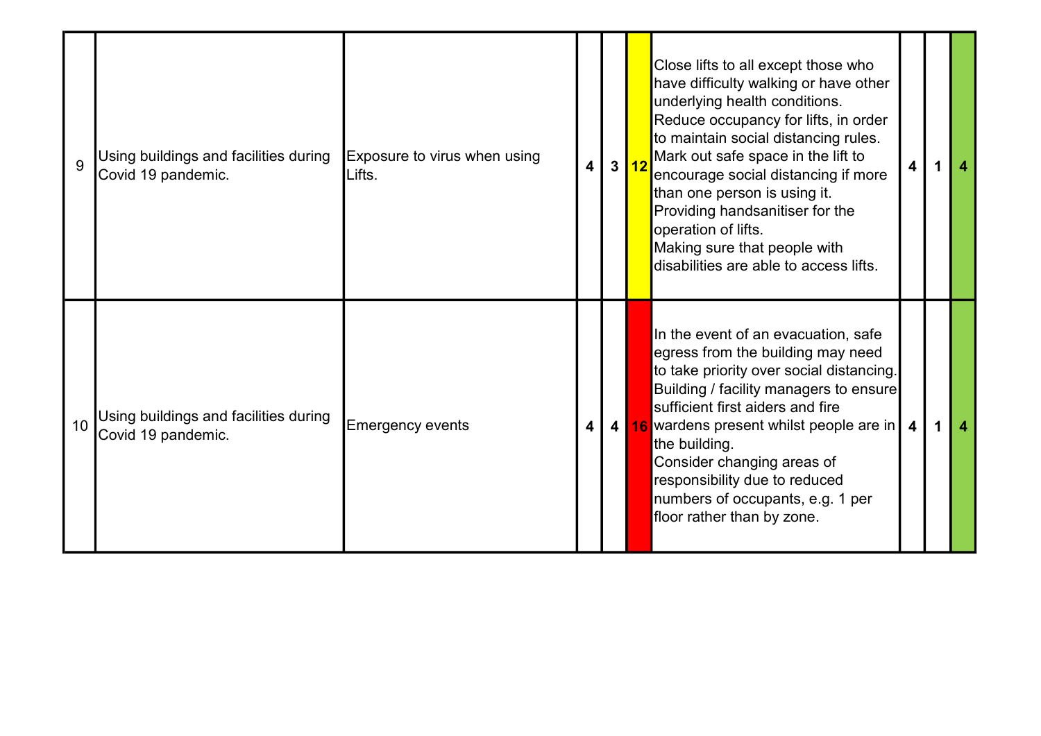| | | | | | | | | | |
|---|---|---|---|---|---|---|---|---|---|
| 9 | Using buildings and facilities during Covid 19 pandemic. | Exposure to virus when using Lifts. | **4** | **3** | **12** | Close lifts to all except those who have difficulty walking or have other underlying health conditions.<br>Reduce occupancy for lifts, in order to maintain social distancing rules.<br>Mark out safe space in the lift to encourage social distancing if more than one person is using it.<br>Providing handsanitiser for the operation of lifts.<br>Making sure that people with disabilities are able to access lifts. | **4** | **1** | **4** |
| 10 | Using buildings and facilities during Covid 19 pandemic. | Emergency events | **4** | **4** | **16** | In the event of an evacuation, safe egress from the building may need to take priority over social distancing.<br>Building / facility managers to ensure sufficient first aiders and fire wardens present whilst people are in the building.<br>Consider changing areas of responsibility due to reduced numbers of occupants, e.g. 1 per floor rather than by zone. | **4** | **1** | **4** |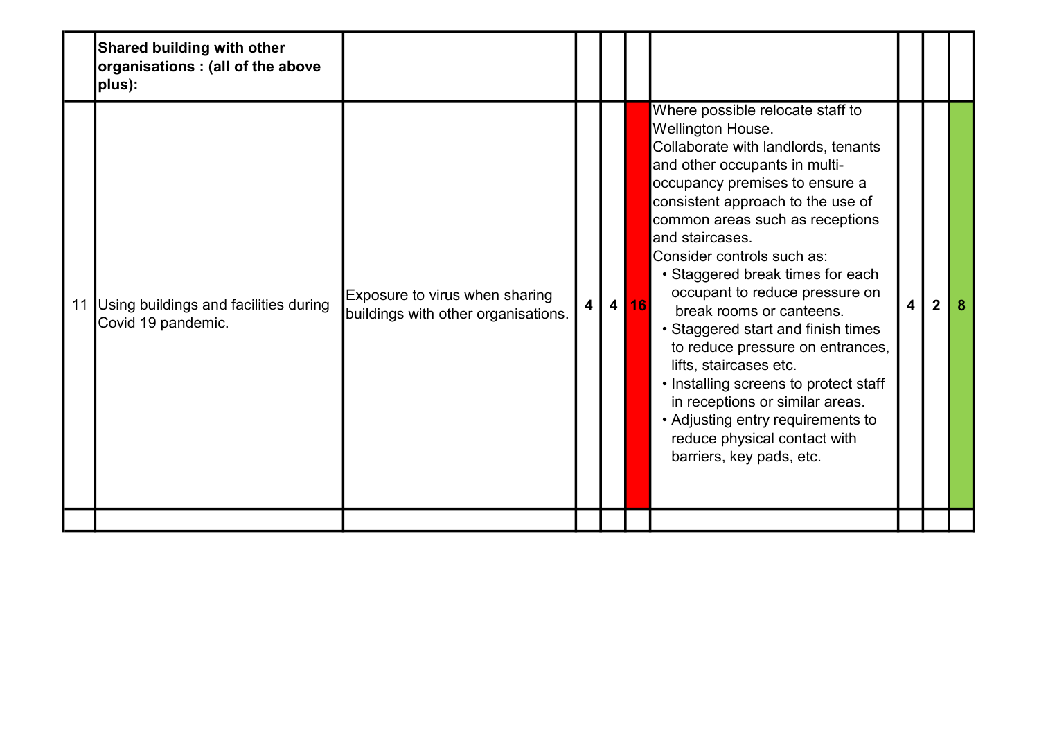| | | | | | | | | | |
|---|---|---|---|---|---|---|---|---|---|
| | **Shared building with other organisations : (all of the above plus):** | | | | | | | | |
| 11 | Using buildings and facilities during Covid 19 pandemic. | Exposure to virus when sharing buildings with other organisations. | **4** | **4** | **16** | Where possible relocate staff to Wellington House.<br>Collaborate with landlords, tenants and other occupants in multi-occupancy premises to ensure a consistent approach to the use of common areas such as receptions and staircases.<br>Consider controls such as:<br>• Staggered break times for each occupant to reduce pressure on break rooms or canteens.<br>• Staggered start and finish times to reduce pressure on entrances, lifts, staircases etc.<br>• Installing screens to protect staff in receptions or similar areas.<br>• Adjusting entry requirements to reduce physical contact with barriers, key pads, etc. | **4** | **2** | **8** |
| | | | | | | | | | |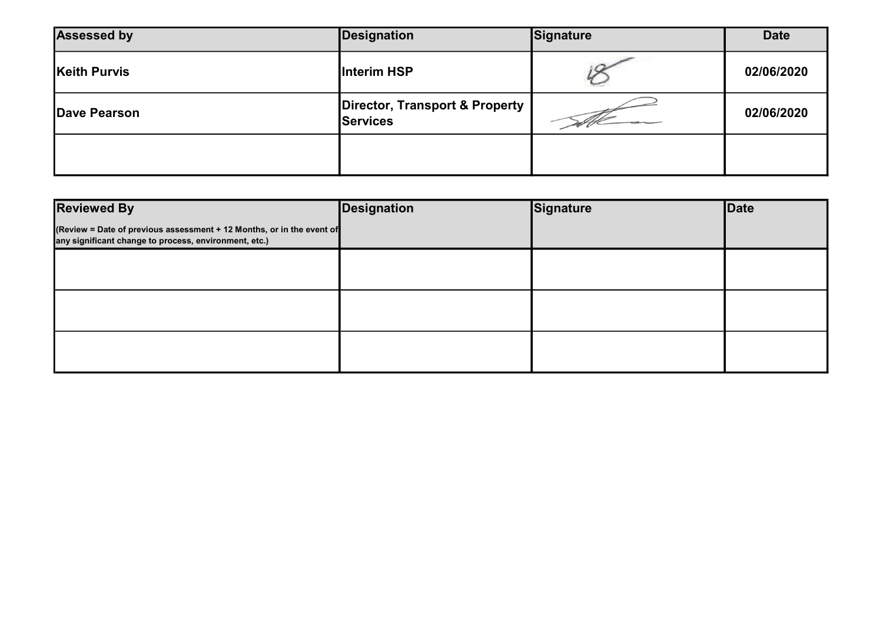| Assessed by | Designation | Signature | Date |
| --- | --- | --- | --- |
| Keith Purvis | Interim HSP | | 02/06/2020 |
| Dave Pearson | Director, Transport & Property Services | | 02/06/2020 |
| | | | |

| Reviewed By (Review = Date of previous assessment + 12 Months, or in the event of any significant change to process, environment, etc.) | Designation | Signature | Date |
| --- | --- | --- | --- |
| | | | |
| | | | |
| | | | |